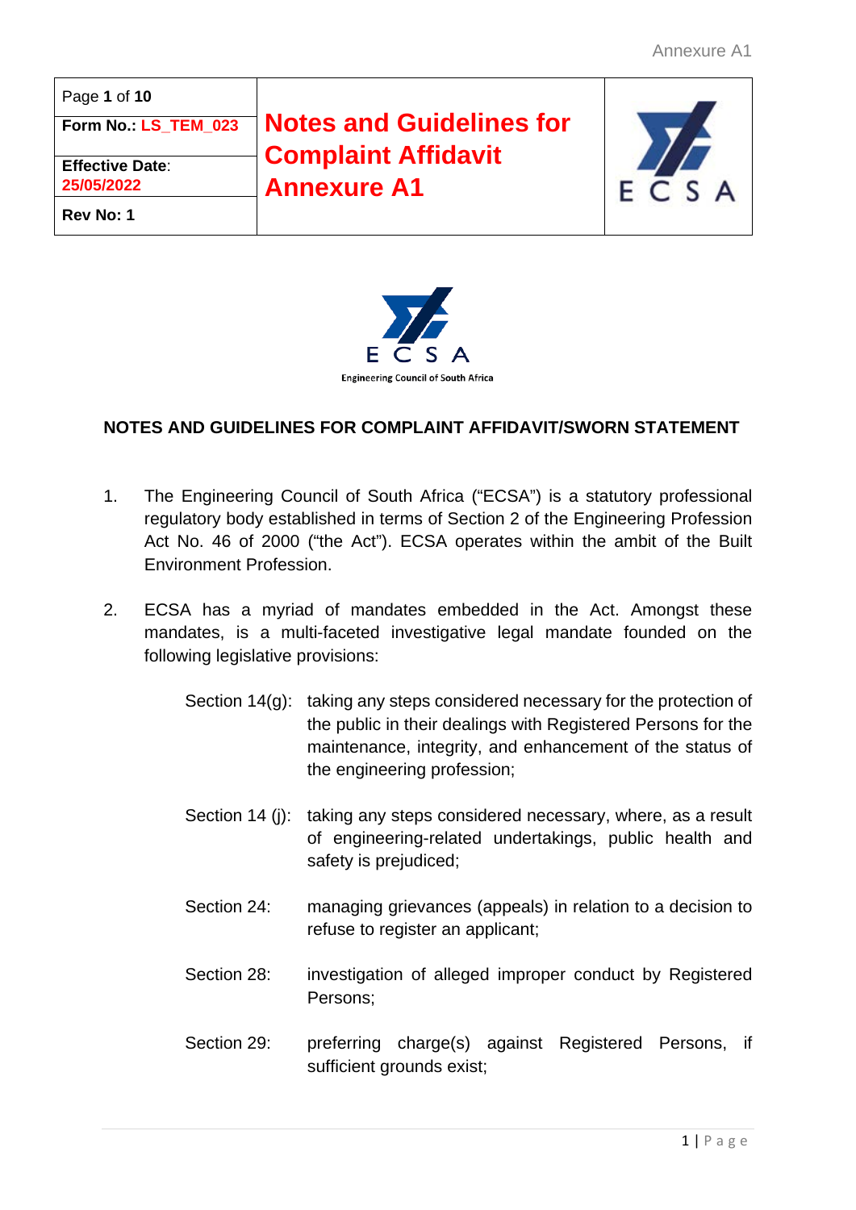| Page **1** of **10** | **Notes and Guidelines for Complaint Affidavit Annexure A1** | |
|---|---|---|
| **Form No.: LS_TEM_023** | | |
| **Effective Date**: 25/05/2022 | | |
| **Rev No: 1** | | |

Engineering Council of South Africa

## NOTES AND GUIDELINES FOR COMPLAINT AFFIDAVIT/SWORN STATEMENT

1. The Engineering Council of South Africa ("ECSA") is a statutory professional regulatory body established in terms of Section 2 of the Engineering Profession Act No. 46 of 2000 ("the Act"). ECSA operates within the ambit of the Built Environment Profession.

2. ECSA has a myriad of mandates embedded in the Act. Amongst these mandates, is a multi-faceted investigative legal mandate founded on the following legislative provisions:

   Section 14(g): taking any steps considered necessary for the protection of the public in their dealings with Registered Persons for the maintenance, integrity, and enhancement of the status of the engineering profession;

   Section 14 (j): taking any steps considered necessary, where, as a result of engineering-related undertakings, public health and safety is prejudiced;

   Section 24: managing grievances (appeals) in relation to a decision to refuse to register an applicant;

   Section 28: investigation of alleged improper conduct by Registered Persons;

   Section 29: preferring charge(s) against Registered Persons, if sufficient grounds exist;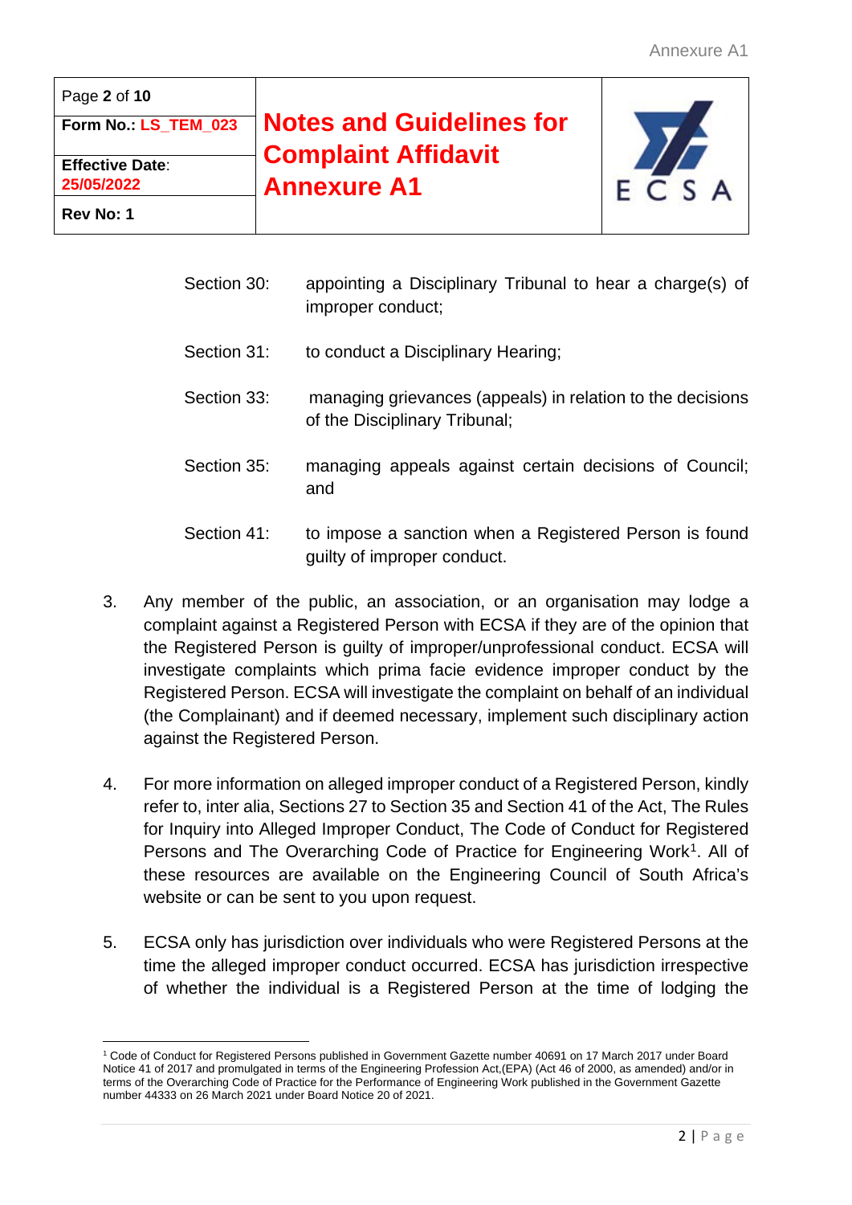Section 30: appointing a Disciplinary Tribunal to hear a charge(s) of improper conduct;

Section 31: to conduct a Disciplinary Hearing;

Section 33: managing grievances (appeals) in relation to the decisions of the Disciplinary Tribunal;

Section 35: managing appeals against certain decisions of Council; and

Section 41: to impose a sanction when a Registered Person is found guilty of improper conduct.

3. Any member of the public, an association, or an organisation may lodge a complaint against a Registered Person with ECSA if they are of the opinion that the Registered Person is guilty of improper/unprofessional conduct. ECSA will investigate complaints which prima facie evidence improper conduct by the Registered Person. ECSA will investigate the complaint on behalf of an individual (the Complainant) and if deemed necessary, implement such disciplinary action against the Registered Person.

4. For more information on alleged improper conduct of a Registered Person, kindly refer to, inter alia, Sections 27 to Section 35 and Section 41 of the Act, The Rules for Inquiry into Alleged Improper Conduct, The Code of Conduct for Registered Persons and The Overarching Code of Practice for Engineering Work[1]. All of these resources are available on the Engineering Council of South Africa's website or can be sent to you upon request.

5. ECSA only has jurisdiction over individuals who were Registered Persons at the time the alleged improper conduct occurred. ECSA has jurisdiction irrespective of whether the individual is a Registered Person at the time of lodging the

[1] Code of Conduct for Registered Persons published in Government Gazette number 40691 on 17 March 2017 under Board Notice 41 of 2017 and promulgated in terms of the Engineering Profession Act,(EPA) (Act 46 of 2000, as amended) and/or in terms of the Overarching Code of Practice for the Performance of Engineering Work published in the Government Gazette number 44333 on 26 March 2021 under Board Notice 20 of 2021.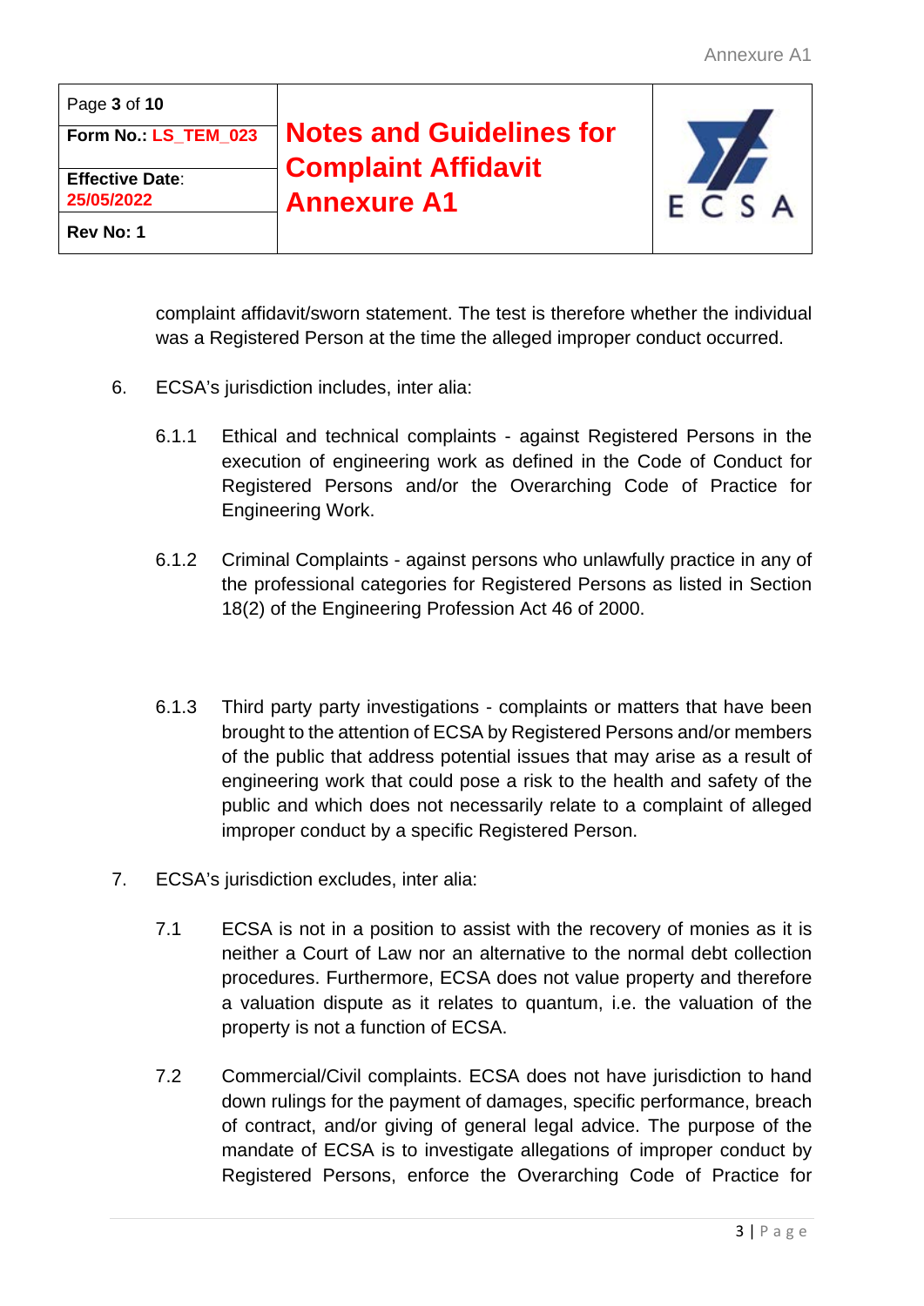complaint affidavit/sworn statement. The test is therefore whether the individual was a Registered Person at the time the alleged improper conduct occurred.

6. ECSA's jurisdiction includes, inter alia:

   6.1.1 Ethical and technical complaints - against Registered Persons in the execution of engineering work as defined in the Code of Conduct for Registered Persons and/or the Overarching Code of Practice for Engineering Work.

   6.1.2 Criminal Complaints - against persons who unlawfully practice in any of the professional categories for Registered Persons as listed in Section 18(2) of the Engineering Profession Act 46 of 2000.

   6.1.3 Third party party investigations - complaints or matters that have been brought to the attention of ECSA by Registered Persons and/or members of the public that address potential issues that may arise as a result of engineering work that could pose a risk to the health and safety of the public and which does not necessarily relate to a complaint of alleged improper conduct by a specific Registered Person.

7. ECSA's jurisdiction excludes, inter alia:

   7.1 ECSA is not in a position to assist with the recovery of monies as it is neither a Court of Law nor an alternative to the normal debt collection procedures. Furthermore, ECSA does not value property and therefore a valuation dispute as it relates to quantum, i.e. the valuation of the property is not a function of ECSA.

   7.2 Commercial/Civil complaints. ECSA does not have jurisdiction to hand down rulings for the payment of damages, specific performance, breach of contract, and/or giving of general legal advice. The purpose of the mandate of ECSA is to investigate allegations of improper conduct by Registered Persons, enforce the Overarching Code of Practice for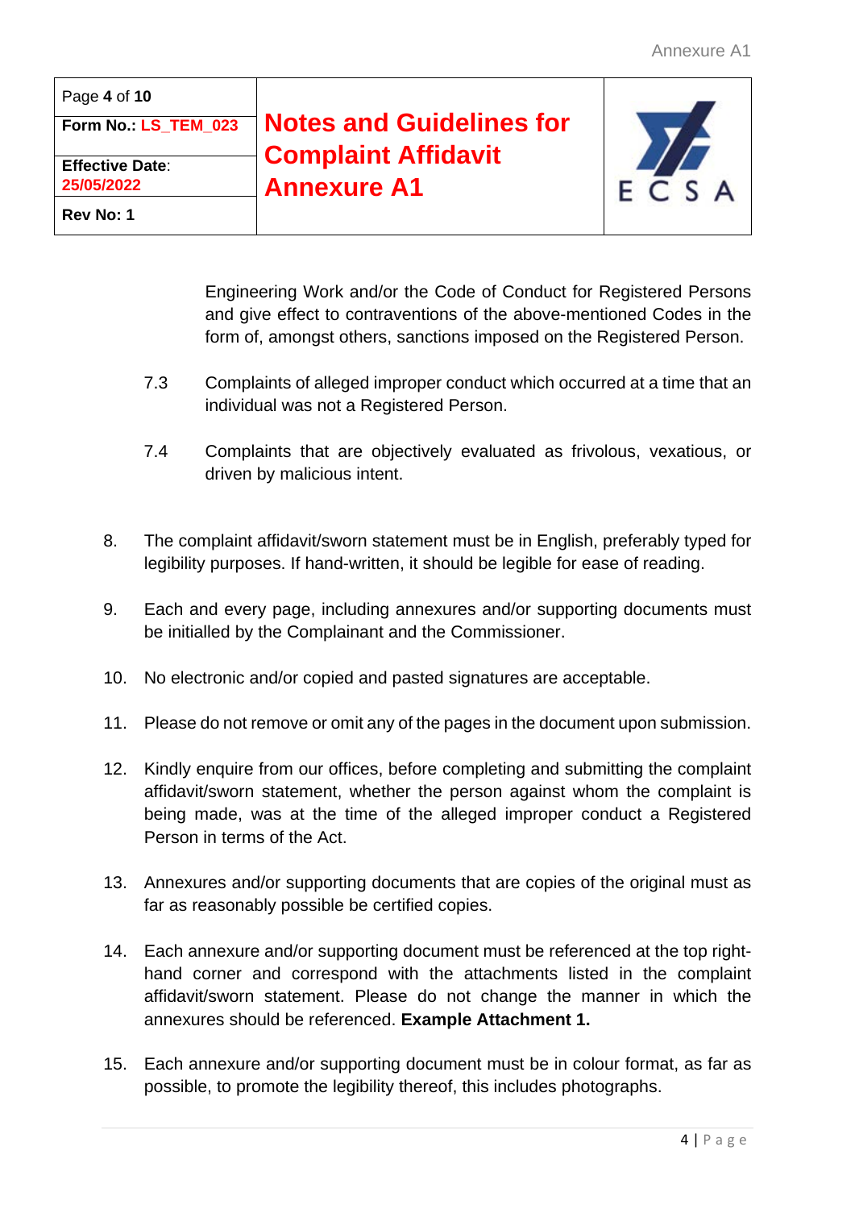Engineering Work and/or the Code of Conduct for Registered Persons and give effect to contraventions of the above-mentioned Codes in the form of, amongst others, sanctions imposed on the Registered Person.

7.3 Complaints of alleged improper conduct which occurred at a time that an individual was not a Registered Person.

7.4 Complaints that are objectively evaluated as frivolous, vexatious, or driven by malicious intent.

8. The complaint affidavit/sworn statement must be in English, preferably typed for legibility purposes. If hand-written, it should be legible for ease of reading.

9. Each and every page, including annexures and/or supporting documents must be initialled by the Complainant and the Commissioner.

10. No electronic and/or copied and pasted signatures are acceptable.

11. Please do not remove or omit any of the pages in the document upon submission.

12. Kindly enquire from our offices, before completing and submitting the complaint affidavit/sworn statement, whether the person against whom the complaint is being made, was at the time of the alleged improper conduct a Registered Person in terms of the Act.

13. Annexures and/or supporting documents that are copies of the original must as far as reasonably possible be certified copies.

14. Each annexure and/or supporting document must be referenced at the top right-hand corner and correspond with the attachments listed in the complaint affidavit/sworn statement. Please do not change the manner in which the annexures should be referenced. **Example Attachment 1.**

15. Each annexure and/or supporting document must be in colour format, as far as possible, to promote the legibility thereof, this includes photographs.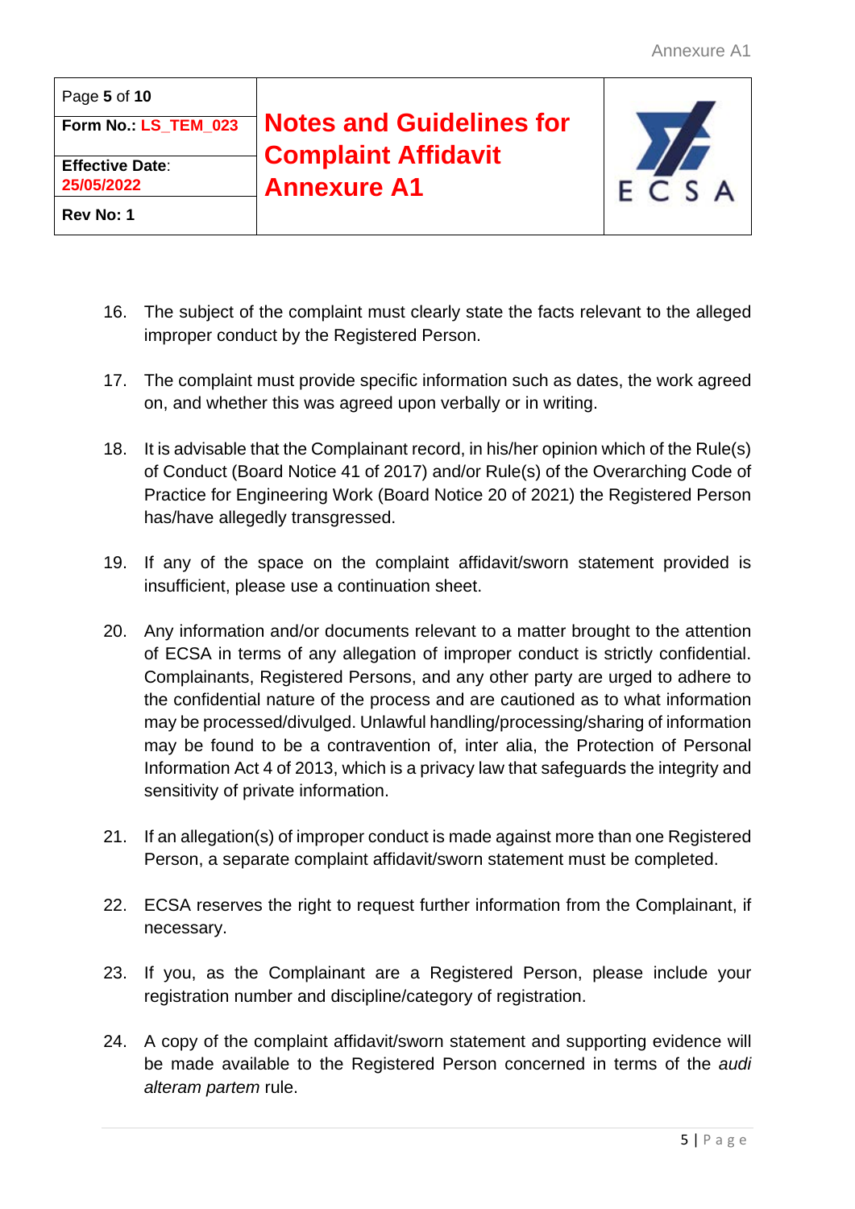16. The subject of the complaint must clearly state the facts relevant to the alleged improper conduct by the Registered Person.

17. The complaint must provide specific information such as dates, the work agreed on, and whether this was agreed upon verbally or in writing.

18. It is advisable that the Complainant record, in his/her opinion which of the Rule(s) of Conduct (Board Notice 41 of 2017) and/or Rule(s) of the Overarching Code of Practice for Engineering Work (Board Notice 20 of 2021) the Registered Person has/have allegedly transgressed.

19. If any of the space on the complaint affidavit/sworn statement provided is insufficient, please use a continuation sheet.

20. Any information and/or documents relevant to a matter brought to the attention of ECSA in terms of any allegation of improper conduct is strictly confidential. Complainants, Registered Persons, and any other party are urged to adhere to the confidential nature of the process and are cautioned as to what information may be processed/divulged. Unlawful handling/processing/sharing of information may be found to be a contravention of, inter alia, the Protection of Personal Information Act 4 of 2013, which is a privacy law that safeguards the integrity and sensitivity of private information.

21. If an allegation(s) of improper conduct is made against more than one Registered Person, a separate complaint affidavit/sworn statement must be completed.

22. ECSA reserves the right to request further information from the Complainant, if necessary.

23. If you, as the Complainant are a Registered Person, please include your registration number and discipline/category of registration.

24. A copy of the complaint affidavit/sworn statement and supporting evidence will be made available to the Registered Person concerned in terms of the *audi alteram partem* rule.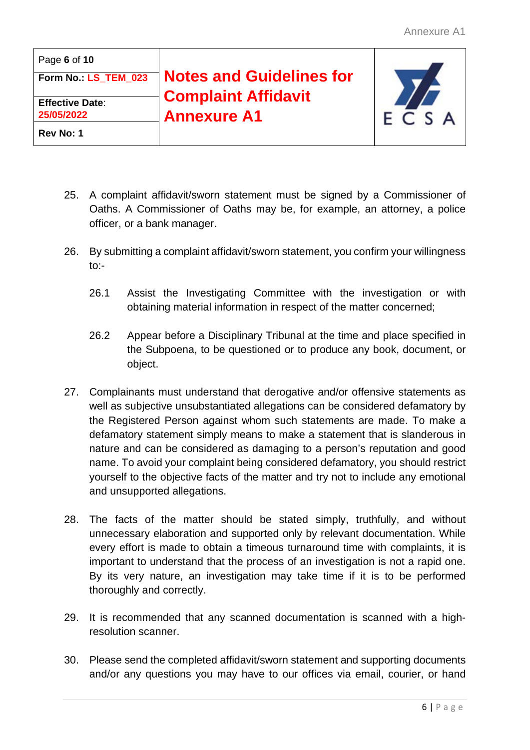25. A complaint affidavit/sworn statement must be signed by a Commissioner of Oaths. A Commissioner of Oaths may be, for example, an attorney, a police officer, or a bank manager.

26. By submitting a complaint affidavit/sworn statement, you confirm your willingness to:-

    26.1 Assist the Investigating Committee with the investigation or with obtaining material information in respect of the matter concerned;

    26.2 Appear before a Disciplinary Tribunal at the time and place specified in the Subpoena, to be questioned or to produce any book, document, or object.

27. Complainants must understand that derogative and/or offensive statements as well as subjective unsubstantiated allegations can be considered defamatory by the Registered Person against whom such statements are made. To make a defamatory statement simply means to make a statement that is slanderous in nature and can be considered as damaging to a person's reputation and good name. To avoid your complaint being considered defamatory, you should restrict yourself to the objective facts of the matter and try not to include any emotional and unsupported allegations.

28. The facts of the matter should be stated simply, truthfully, and without unnecessary elaboration and supported only by relevant documentation. While every effort is made to obtain a timeous turnaround time with complaints, it is important to understand that the process of an investigation is not a rapid one. By its very nature, an investigation may take time if it is to be performed thoroughly and correctly.

29. It is recommended that any scanned documentation is scanned with a high-resolution scanner.

30. Please send the completed affidavit/sworn statement and supporting documents and/or any questions you may have to our offices via email, courier, or hand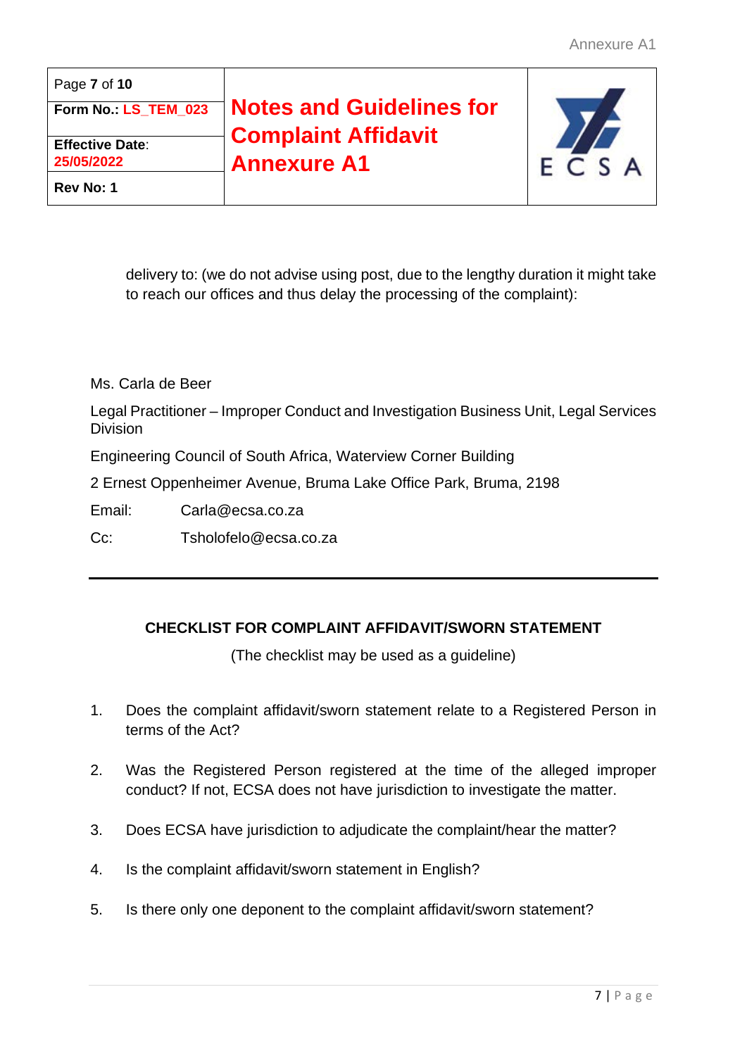delivery to: (we do not advise using post, due to the lengthy duration it might take to reach our offices and thus delay the processing of the complaint):

Ms. Carla de Beer

Legal Practitioner – Improper Conduct and Investigation Business Unit, Legal Services Division

Engineering Council of South Africa, Waterview Corner Building

2 Ernest Oppenheimer Avenue, Bruma Lake Office Park, Bruma, 2198

Email: Carla@ecsa.co.za

Cc: Tsholofelo@ecsa.co.za

---

**CHECKLIST FOR COMPLAINT AFFIDAVIT/SWORN STATEMENT**

(The checklist may be used as a guideline)

1. Does the complaint affidavit/sworn statement relate to a Registered Person in terms of the Act?

2. Was the Registered Person registered at the time of the alleged improper conduct? If not, ECSA does not have jurisdiction to investigate the matter.

3. Does ECSA have jurisdiction to adjudicate the complaint/hear the matter?

4. Is the complaint affidavit/sworn statement in English?

5. Is there only one deponent to the complaint affidavit/sworn statement?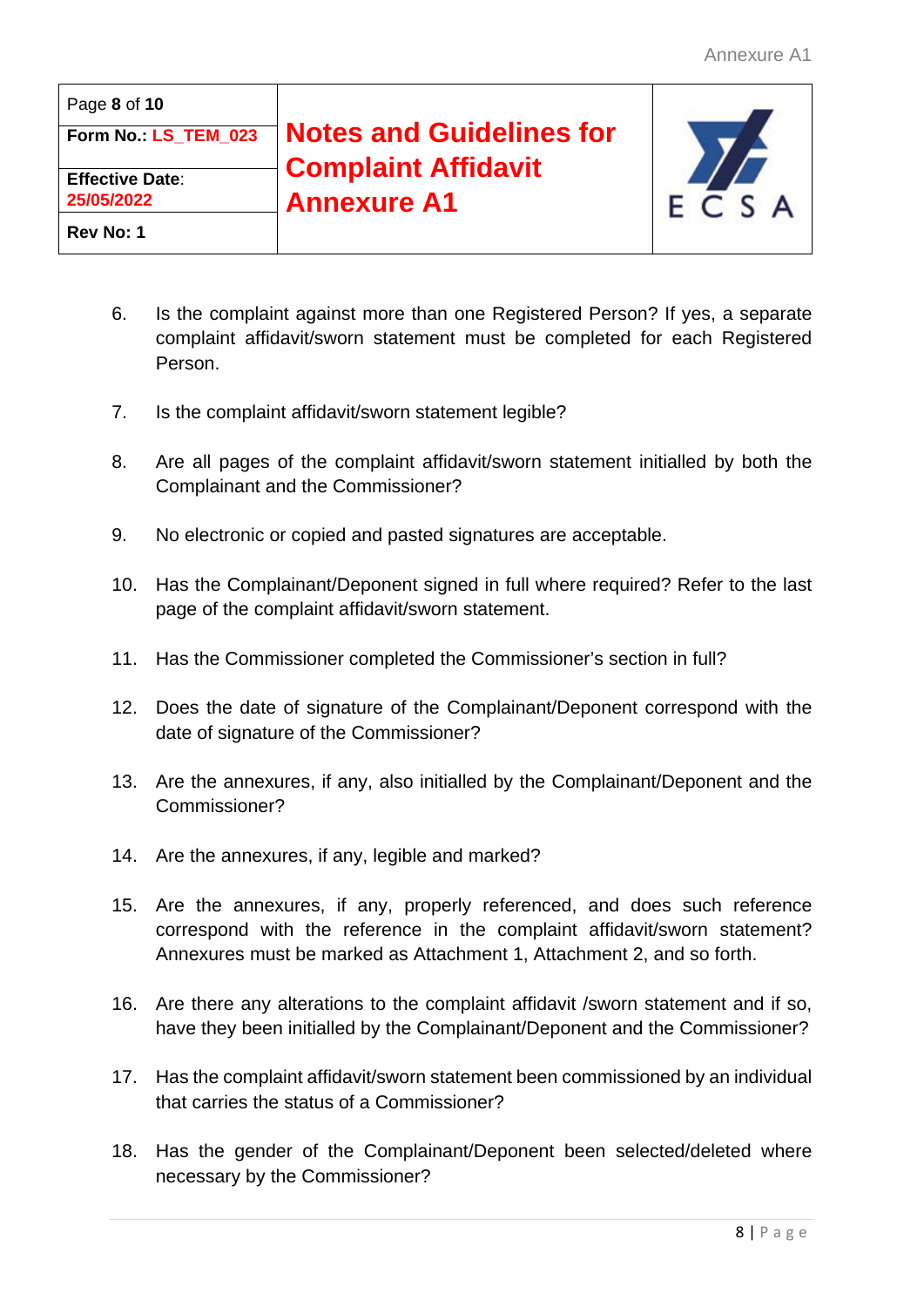6. Is the complaint against more than one Registered Person? If yes, a separate complaint affidavit/sworn statement must be completed for each Registered Person.

7. Is the complaint affidavit/sworn statement legible?

8. Are all pages of the complaint affidavit/sworn statement initialled by both the Complainant and the Commissioner?

9. No electronic or copied and pasted signatures are acceptable.

10. Has the Complainant/Deponent signed in full where required? Refer to the last page of the complaint affidavit/sworn statement.

11. Has the Commissioner completed the Commissioner's section in full?

12. Does the date of signature of the Complainant/Deponent correspond with the date of signature of the Commissioner?

13. Are the annexures, if any, also initialled by the Complainant/Deponent and the Commissioner?

14. Are the annexures, if any, legible and marked?

15. Are the annexures, if any, properly referenced, and does such reference correspond with the reference in the complaint affidavit/sworn statement? Annexures must be marked as Attachment 1, Attachment 2, and so forth.

16. Are there any alterations to the complaint affidavit /sworn statement and if so, have they been initialled by the Complainant/Deponent and the Commissioner?

17. Has the complaint affidavit/sworn statement been commissioned by an individual that carries the status of a Commissioner?

18. Has the gender of the Complainant/Deponent been selected/deleted where necessary by the Commissioner?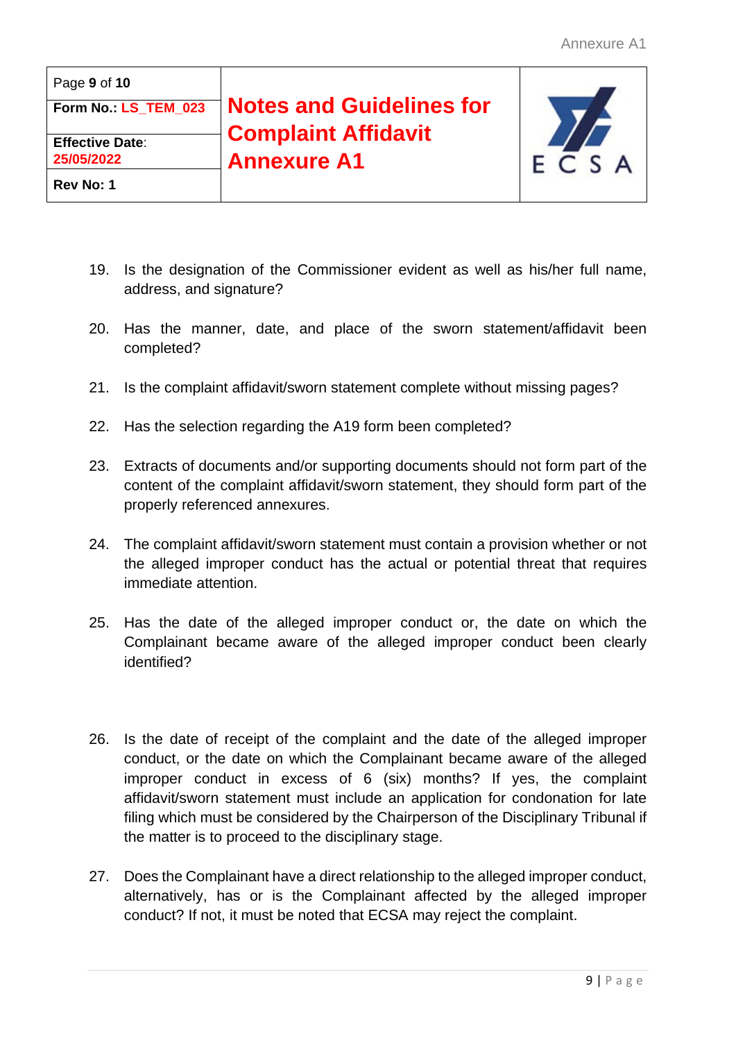19. Is the designation of the Commissioner evident as well as his/her full name, address, and signature?

20. Has the manner, date, and place of the sworn statement/affidavit been completed?

21. Is the complaint affidavit/sworn statement complete without missing pages?

22. Has the selection regarding the A19 form been completed?

23. Extracts of documents and/or supporting documents should not form part of the content of the complaint affidavit/sworn statement, they should form part of the properly referenced annexures.

24. The complaint affidavit/sworn statement must contain a provision whether or not the alleged improper conduct has the actual or potential threat that requires immediate attention.

25. Has the date of the alleged improper conduct or, the date on which the Complainant became aware of the alleged improper conduct been clearly identified?

26. Is the date of receipt of the complaint and the date of the alleged improper conduct, or the date on which the Complainant became aware of the alleged improper conduct in excess of 6 (six) months? If yes, the complaint affidavit/sworn statement must include an application for condonation for late filing which must be considered by the Chairperson of the Disciplinary Tribunal if the matter is to proceed to the disciplinary stage.

27. Does the Complainant have a direct relationship to the alleged improper conduct, alternatively, has or is the Complainant affected by the alleged improper conduct? If not, it must be noted that ECSA may reject the complaint.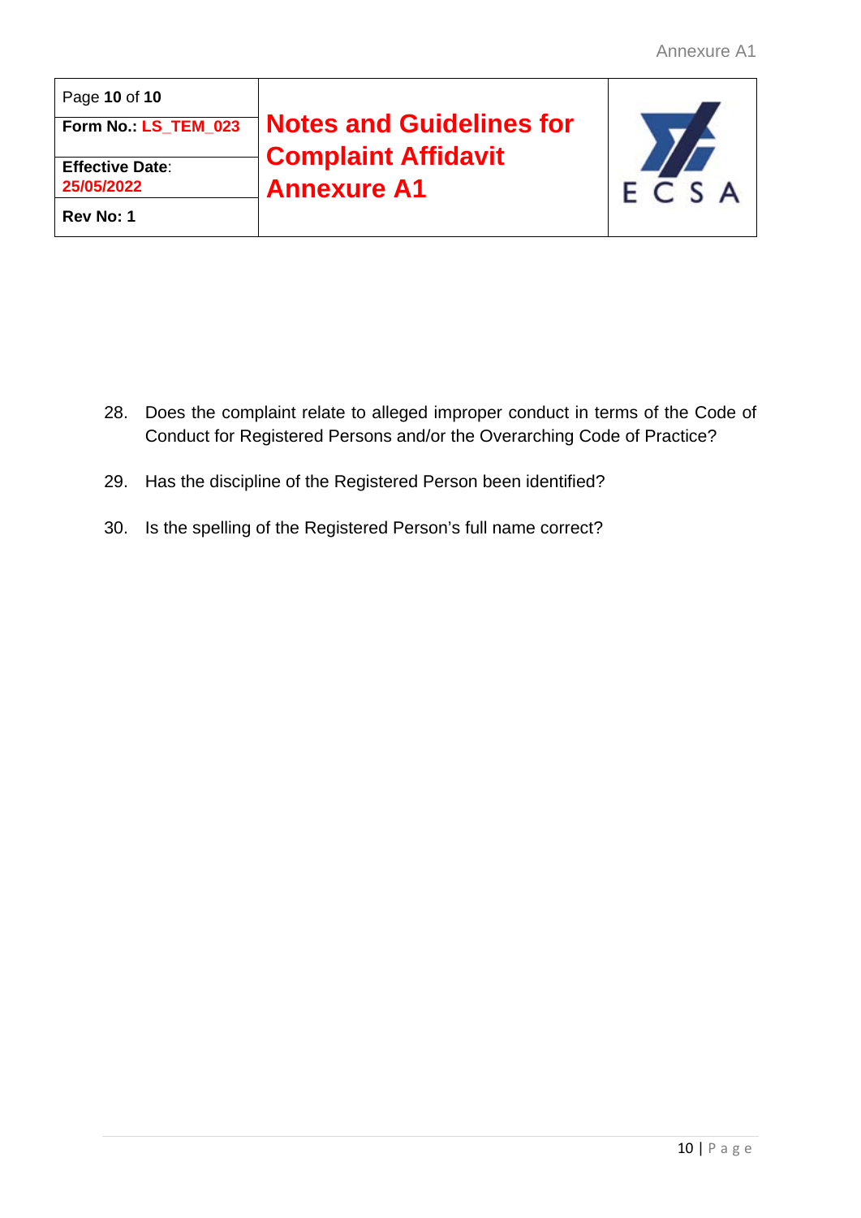28. Does the complaint relate to alleged improper conduct in terms of the Code of Conduct for Registered Persons and/or the Overarching Code of Practice?

29. Has the discipline of the Registered Person been identified?

30. Is the spelling of the Registered Person's full name correct?